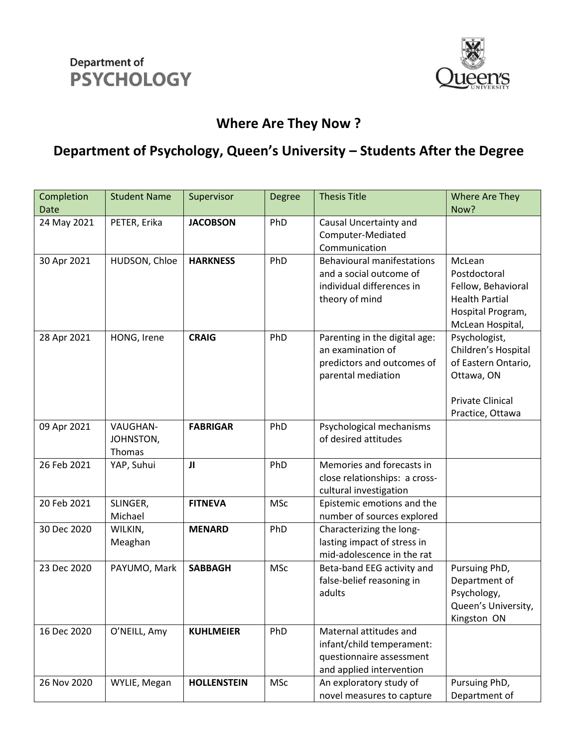Department of
**PSYCHOLOGY**

Queen's UNIVERSITY

## Where Are They Now ?

## Department of Psychology, Queen's University – Students After the Degree

| Completion Date | Student Name | Supervisor | Degree | Thesis Title | Where Are They Now? |
|---|---|---|---|---|---|
| 24 May 2021 | PETER, Erika | **JACOBSON** | PhD | Causal Uncertainty and Computer-Mediated Communication | |
| 30 Apr 2021 | HUDSON, Chloe | **HARKNESS** | PhD | Behavioural manifestations and a social outcome of individual differences in theory of mind | McLean Postdoctoral Fellow, Behavioral Health Partial Hospital Program, McLean Hospital, |
| 28 Apr 2021 | HONG, Irene | **CRAIG** | PhD | Parenting in the digital age: an examination of predictors and outcomes of parental mediation | Psychologist, Children's Hospital of Eastern Ontario, Ottawa, ON<br><br>Private Clinical Practice, Ottawa |
| 09 Apr 2021 | VAUGHAN-JOHNSTON, Thomas | **FABRIGAR** | PhD | Psychological mechanisms of desired attitudes | |
| 26 Feb 2021 | YAP, Suhui | **JI** | PhD | Memories and forecasts in close relationships: a cross-cultural investigation | |
| 20 Feb 2021 | SLINGER, Michael | **FITNEVA** | MSc | Epistemic emotions and the number of sources explored | |
| 30 Dec 2020 | WILKIN, Meaghan | **MENARD** | PhD | Characterizing the long-lasting impact of stress in mid-adolescence in the rat | |
| 23 Dec 2020 | PAYUMO, Mark | **SABBAGH** | MSc | Beta-band EEG activity and false-belief reasoning in adults | Pursuing PhD, Department of Psychology, Queen's University, Kingston ON |
| 16 Dec 2020 | O'NEILL, Amy | **KUHLMEIER** | PhD | Maternal attitudes and infant/child temperament: questionnaire assessment and applied intervention | |
| 26 Nov 2020 | WYLIE, Megan | **HOLLENSTEIN** | MSc | An exploratory study of novel measures to capture | Pursuing PhD, Department of |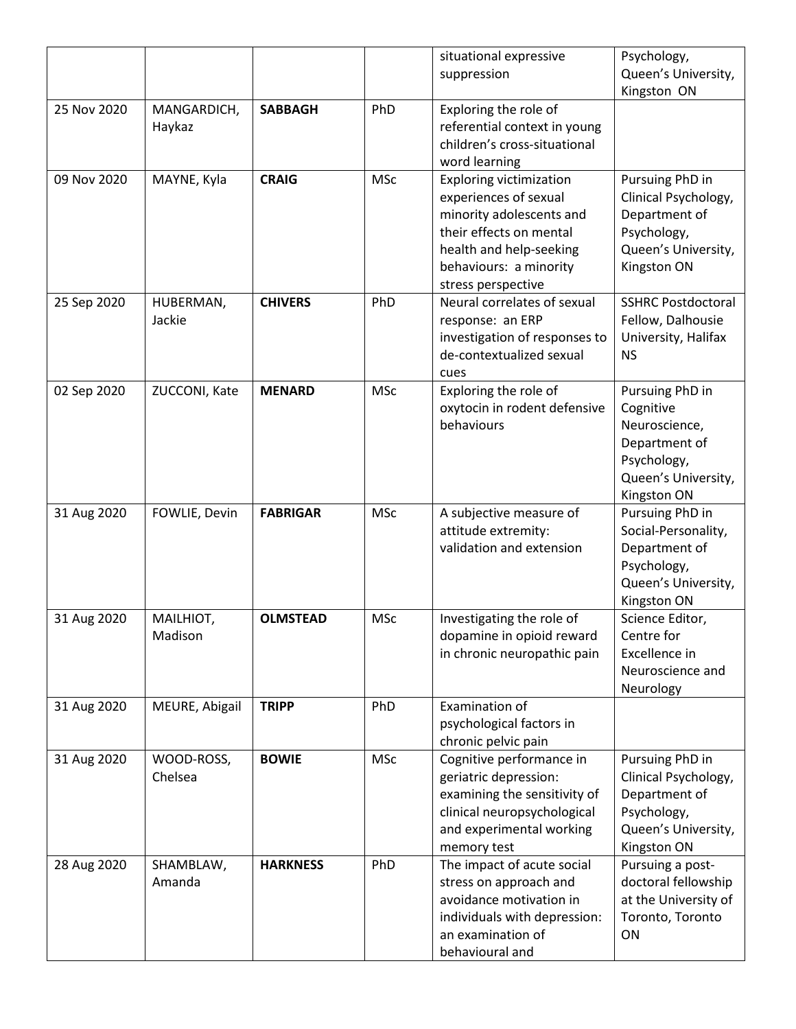| | | | | situational expressive suppression | Psychology, Queen's University, Kingston ON |
|---|---|---|---|---|---|
| 25 Nov 2020 | MANGARDICH, Haykaz | **SABBAGH** | PhD | Exploring the role of referential context in young children's cross-situational word learning | |
| 09 Nov 2020 | MAYNE, Kyla | **CRAIG** | MSc | Exploring victimization experiences of sexual minority adolescents and their effects on mental health and help-seeking behaviours: a minority stress perspective | Pursuing PhD in Clinical Psychology, Department of Psychology, Queen's University, Kingston ON |
| 25 Sep 2020 | HUBERMAN, Jackie | **CHIVERS** | PhD | Neural correlates of sexual response: an ERP investigation of responses to de-contextualized sexual cues | SSHRC Postdoctoral Fellow, Dalhousie University, Halifax NS |
| 02 Sep 2020 | ZUCCONI, Kate | **MENARD** | MSc | Exploring the role of oxytocin in rodent defensive behaviours | Pursuing PhD in Cognitive Neuroscience, Department of Psychology, Queen's University, Kingston ON |
| 31 Aug 2020 | FOWLIE, Devin | **FABRIGAR** | MSc | A subjective measure of attitude extremity: validation and extension | Pursuing PhD in Social-Personality, Department of Psychology, Queen's University, Kingston ON |
| 31 Aug 2020 | MAILHIOT, Madison | **OLMSTEAD** | MSc | Investigating the role of dopamine in opioid reward in chronic neuropathic pain | Science Editor, Centre for Excellence in Neuroscience and Neurology |
| 31 Aug 2020 | MEURE, Abigail | **TRIPP** | PhD | Examination of psychological factors in chronic pelvic pain | |
| 31 Aug 2020 | WOOD-ROSS, Chelsea | **BOWIE** | MSc | Cognitive performance in geriatric depression: examining the sensitivity of clinical neuropsychological and experimental working memory test | Pursuing PhD in Clinical Psychology, Department of Psychology, Queen's University, Kingston ON |
| 28 Aug 2020 | SHAMBLAW, Amanda | **HARKNESS** | PhD | The impact of acute social stress on approach and avoidance motivation in individuals with depression: an examination of behavioural and | Pursuing a post-doctoral fellowship at the University of Toronto, Toronto ON |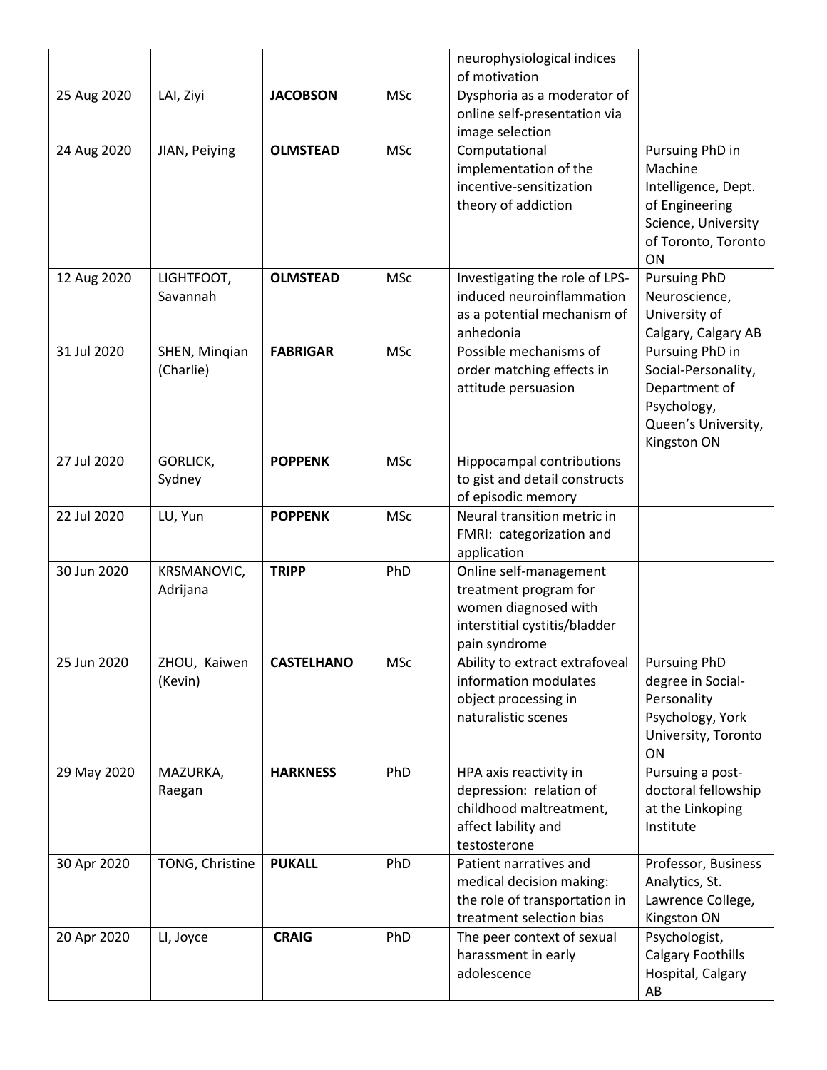| | | | | neurophysiological indices of motivation | |
|---|---|---|---|---|---|
| 25 Aug 2020 | LAI, Ziyi | **JACOBSON** | MSc | Dysphoria as a moderator of online self-presentation via image selection | |
| 24 Aug 2020 | JIAN, Peiying | **OLMSTEAD** | MSc | Computational implementation of the incentive-sensitization theory of addiction | Pursuing PhD in Machine Intelligence, Dept. of Engineering Science, University of Toronto, Toronto ON |
| 12 Aug 2020 | LIGHTFOOT, Savannah | **OLMSTEAD** | MSc | Investigating the role of LPS-induced neuroinflammation as a potential mechanism of anhedonia | Pursuing PhD Neuroscience, University of Calgary, Calgary AB |
| 31 Jul 2020 | SHEN, Minqian (Charlie) | **FABRIGAR** | MSc | Possible mechanisms of order matching effects in attitude persuasion | Pursuing PhD in Social-Personality, Department of Psychology, Queen's University, Kingston ON |
| 27 Jul 2020 | GORLICK, Sydney | **POPPENK** | MSc | Hippocampal contributions to gist and detail constructs of episodic memory | |
| 22 Jul 2020 | LU, Yun | **POPPENK** | MSc | Neural transition metric in FMRI: categorization and application | |
| 30 Jun 2020 | KRSMANOVIC, Adrijana | **TRIPP** | PhD | Online self-management treatment program for women diagnosed with interstitial cystitis/bladder pain syndrome | |
| 25 Jun 2020 | ZHOU, Kaiwen (Kevin) | **CASTELHANO** | MSc | Ability to extract extrafoveal information modulates object processing in naturalistic scenes | Pursuing PhD degree in Social-Personality Psychology, York University, Toronto ON |
| 29 May 2020 | MAZURKA, Raegan | **HARKNESS** | PhD | HPA axis reactivity in depression: relation of childhood maltreatment, affect lability and testosterone | Pursuing a post-doctoral fellowship at the Linkoping Institute |
| 30 Apr 2020 | TONG, Christine | **PUKALL** | PhD | Patient narratives and medical decision making: the role of transportation in treatment selection bias | Professor, Business Analytics, St. Lawrence College, Kingston ON |
| 20 Apr 2020 | LI, Joyce | **CRAIG** | PhD | The peer context of sexual harassment in early adolescence | Psychologist, Calgary Foothills Hospital, Calgary AB |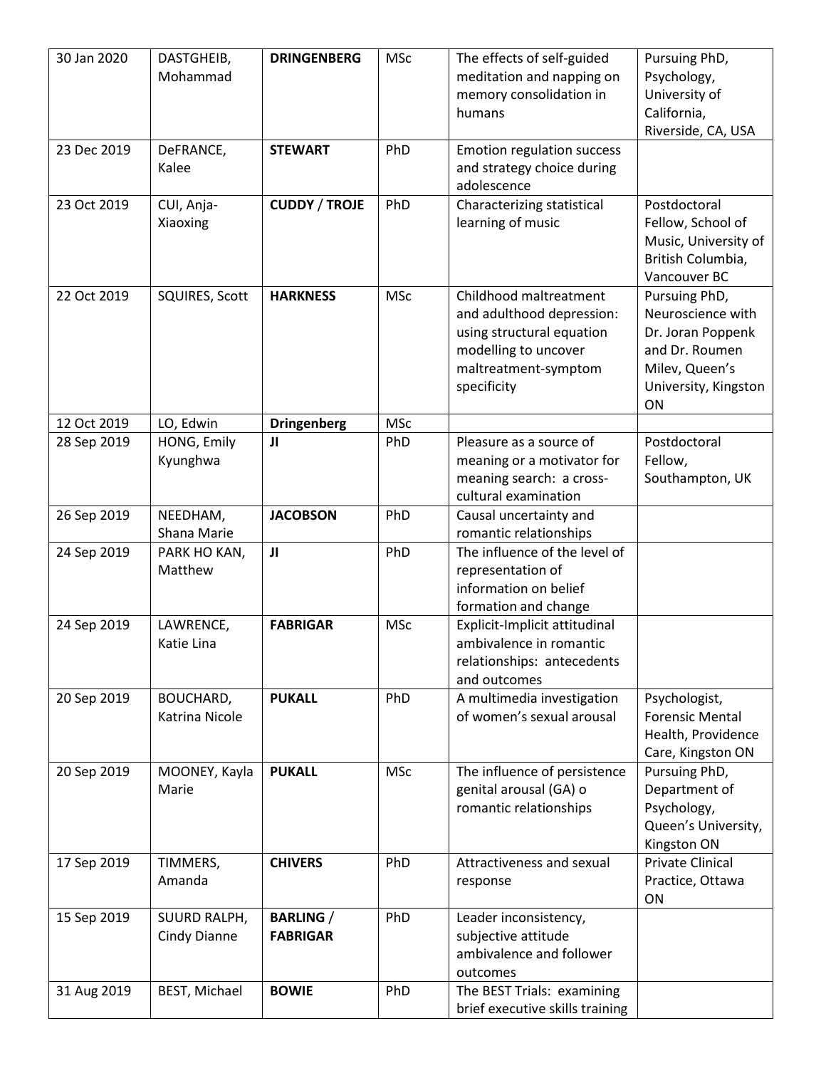| | | | | | |
|---|---|---|---|---|---|
| 30 Jan 2020 | DASTGHEIB, Mohammad | **DRINGENBERG** | MSc | The effects of self-guided meditation and napping on memory consolidation in humans | Pursuing PhD, Psychology, University of California, Riverside, CA, USA |
| 23 Dec 2019 | DeFRANCE, Kalee | **STEWART** | PhD | Emotion regulation success and strategy choice during adolescence | |
| 23 Oct 2019 | CUI, Anja-Xiaoxing | **CUDDY** / **TROJE** | PhD | Characterizing statistical learning of music | Postdoctoral Fellow, School of Music, University of British Columbia, Vancouver BC |
| 22 Oct 2019 | SQUIRES, Scott | **HARKNESS** | MSc | Childhood maltreatment and adulthood depression: using structural equation modelling to uncover maltreatment-symptom specificity | Pursuing PhD, Neuroscience with Dr. Joran Poppenk and Dr. Roumen Milev, Queen's University, Kingston ON |
| 12 Oct 2019 | LO, Edwin | **Dringenberg** | MSc | | |
| 28 Sep 2019 | HONG, Emily Kyunghwa | **JI** | PhD | Pleasure as a source of meaning or a motivator for meaning search: a cross-cultural examination | Postdoctoral Fellow, Southampton, UK |
| 26 Sep 2019 | NEEDHAM, Shana Marie | **JACOBSON** | PhD | Causal uncertainty and romantic relationships | |
| 24 Sep 2019 | PARK HO KAN, Matthew | **JI** | PhD | The influence of the level of representation of information on belief formation and change | |
| 24 Sep 2019 | LAWRENCE, Katie Lina | **FABRIGAR** | MSc | Explicit-Implicit attitudinal ambivalence in romantic relationships: antecedents and outcomes | |
| 20 Sep 2019 | BOUCHARD, Katrina Nicole | **PUKALL** | PhD | A multimedia investigation of women's sexual arousal | Psychologist, Forensic Mental Health, Providence Care, Kingston ON |
| 20 Sep 2019 | MOONEY, Kayla Marie | **PUKALL** | MSc | The influence of persistence genital arousal (GA) o romantic relationships | Pursuing PhD, Department of Psychology, Queen's University, Kingston ON |
| 17 Sep 2019 | TIMMERS, Amanda | **CHIVERS** | PhD | Attractiveness and sexual response | Private Clinical Practice, Ottawa ON |
| 15 Sep 2019 | SUURD RALPH, Cindy Dianne | **BARLING** / **FABRIGAR** | PhD | Leader inconsistency, subjective attitude ambivalence and follower outcomes | |
| 31 Aug 2019 | BEST, Michael | **BOWIE** | PhD | The BEST Trials: examining brief executive skills training | |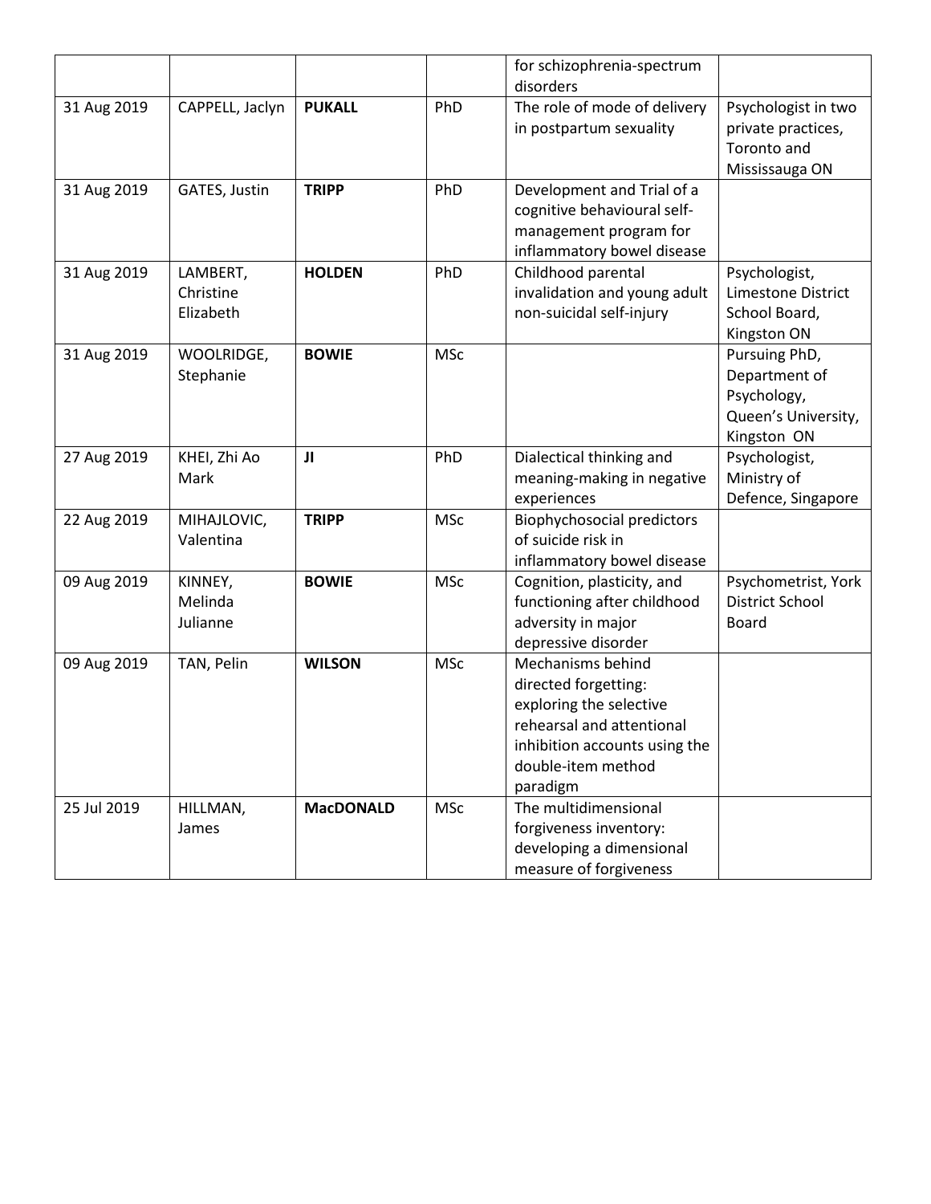| | | | | | |
|---|---|---|---|---|---|
| | | | | for schizophrenia-spectrum disorders | |
| 31 Aug 2019 | CAPPELL, Jaclyn | **PUKALL** | PhD | The role of mode of delivery in postpartum sexuality | Psychologist in two private practices, Toronto and Mississauga ON |
| 31 Aug 2019 | GATES, Justin | **TRIPP** | PhD | Development and Trial of a cognitive behavioural self-management program for inflammatory bowel disease | |
| 31 Aug 2019 | LAMBERT, Christine Elizabeth | **HOLDEN** | PhD | Childhood parental invalidation and young adult non-suicidal self-injury | Psychologist, Limestone District School Board, Kingston ON |
| 31 Aug 2019 | WOOLRIDGE, Stephanie | **BOWIE** | MSc | | Pursuing PhD, Department of Psychology, Queen's University, Kingston ON |
| 27 Aug 2019 | KHEI, Zhi Ao Mark | **JI** | PhD | Dialectical thinking and meaning-making in negative experiences | Psychologist, Ministry of Defence, Singapore |
| 22 Aug 2019 | MIHAJLOVIC, Valentina | **TRIPP** | MSc | Biophychosocial predictors of suicide risk in inflammatory bowel disease | |
| 09 Aug 2019 | KINNEY, Melinda Julianne | **BOWIE** | MSc | Cognition, plasticity, and functioning after childhood adversity in major depressive disorder | Psychometrist, York District School Board |
| 09 Aug 2019 | TAN, Pelin | **WILSON** | MSc | Mechanisms behind directed forgetting: exploring the selective rehearsal and attentional inhibition accounts using the double-item method paradigm | |
| 25 Jul 2019 | HILLMAN, James | **MacDONALD** | MSc | The multidimensional forgiveness inventory: developing a dimensional measure of forgiveness | |